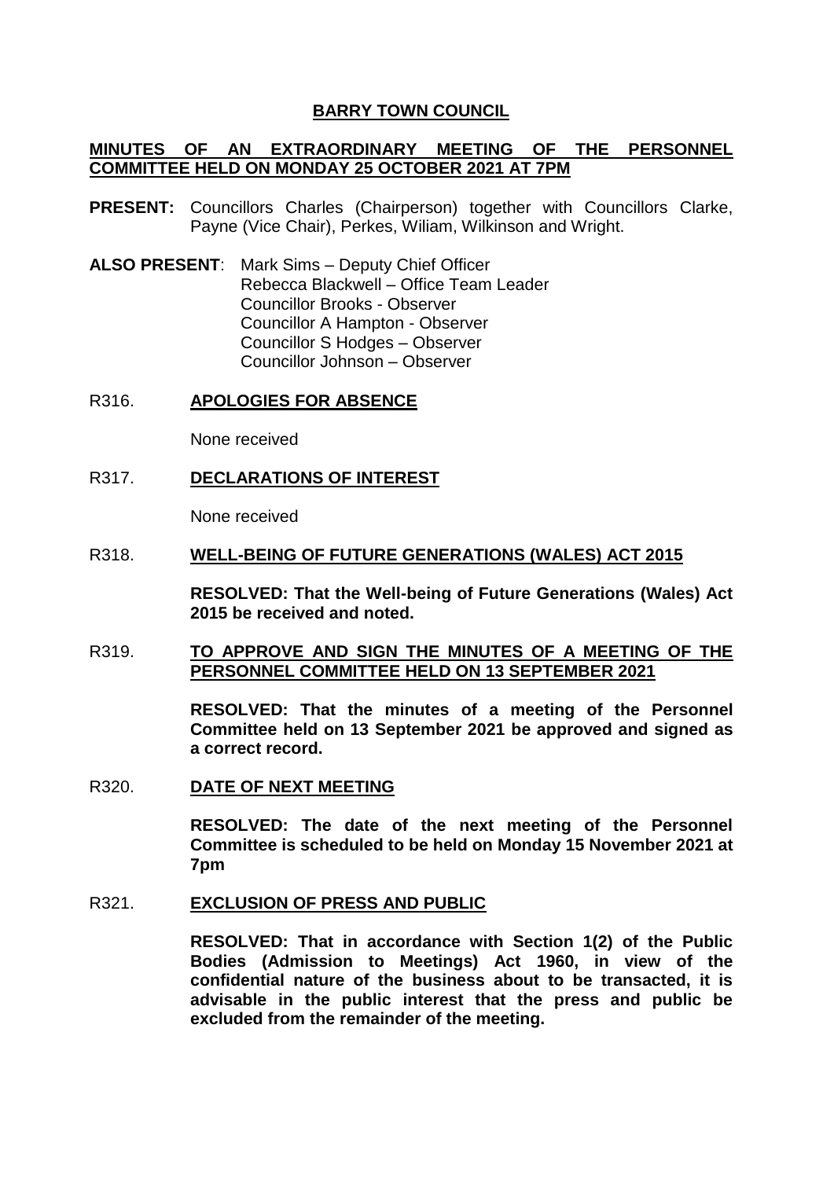# BARRY TOWN COUNCIL

## MINUTES OF AN EXTRAORDINARY MEETING OF THE PERSONNEL COMMITTEE HELD ON MONDAY 25 OCTOBER 2021 AT 7PM

**PRESENT:** Councillors Charles (Chairperson) together with Councillors Clarke, Payne (Vice Chair), Perkes, Wiliam, Wilkinson and Wright.

**ALSO PRESENT**: Mark Sims – Deputy Chief Officer
Rebecca Blackwell – Office Team Leader
Councillor Brooks - Observer
Councillor A Hampton - Observer
Councillor S Hodges – Observer
Councillor Johnson – Observer

R316. **APOLOGIES FOR ABSENCE**

None received

R317. **DECLARATIONS OF INTEREST**

None received

R318. **WELL-BEING OF FUTURE GENERATIONS (WALES) ACT 2015**

**RESOLVED: That the Well-being of Future Generations (Wales) Act 2015 be received and noted.**

R319. **TO APPROVE AND SIGN THE MINUTES OF A MEETING OF THE PERSONNEL COMMITTEE HELD ON 13 SEPTEMBER 2021**

**RESOLVED: That the minutes of a meeting of the Personnel Committee held on 13 September 2021 be approved and signed as a correct record.**

R320. **DATE OF NEXT MEETING**

**RESOLVED: The date of the next meeting of the Personnel Committee is scheduled to be held on Monday 15 November 2021 at 7pm**

R321. **EXCLUSION OF PRESS AND PUBLIC**

**RESOLVED: That in accordance with Section 1(2) of the Public Bodies (Admission to Meetings) Act 1960, in view of the confidential nature of the business about to be transacted, it is advisable in the public interest that the press and public be excluded from the remainder of the meeting.**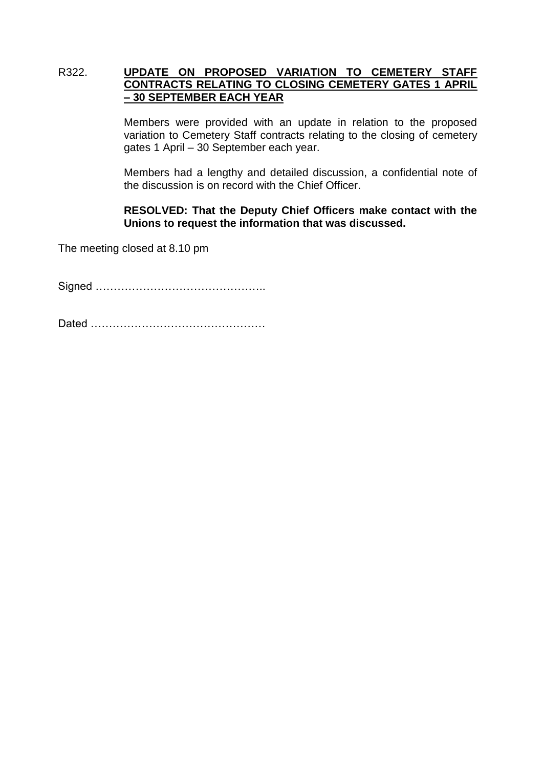R322. **<u>UPDATE ON PROPOSED VARIATION TO CEMETERY STAFF CONTRACTS RELATING TO CLOSING CEMETERY GATES 1 APRIL – 30 SEPTEMBER EACH YEAR</u>**

Members were provided with an update in relation to the proposed variation to Cemetery Staff contracts relating to the closing of cemetery gates 1 April – 30 September each year.

Members had a lengthy and detailed discussion, a confidential note of the discussion is on record with the Chief Officer.

**RESOLVED: That the Deputy Chief Officers make contact with the Unions to request the information that was discussed.**

The meeting closed at 8.10 pm

Signed ………………………………………..

Dated …………………………………………